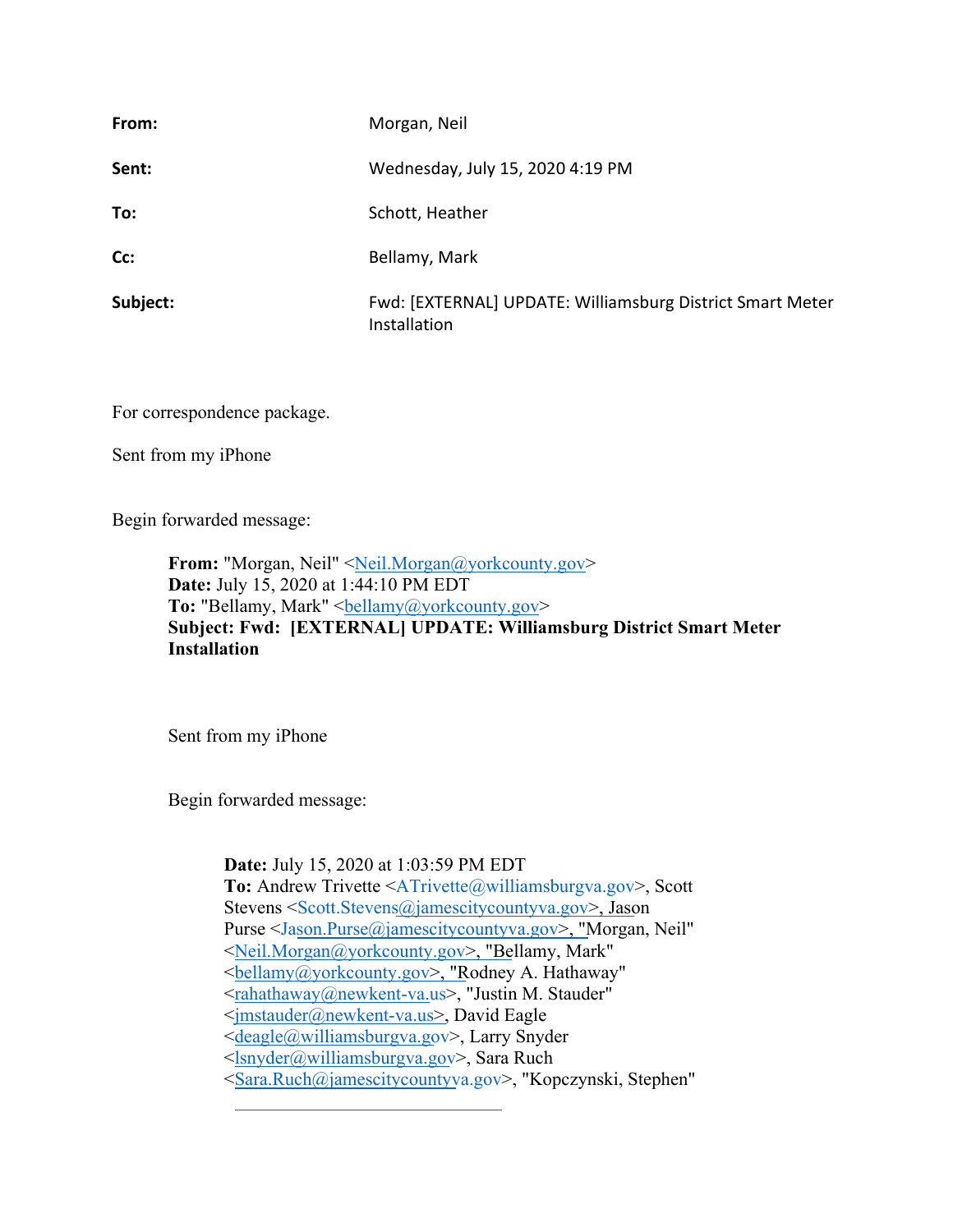| | |
|---|---|
| **From:** | Morgan, Neil |
| **Sent:** | Wednesday, July 15, 2020 4:19 PM |
| **To:** | Schott, Heather |
| **Cc:** | Bellamy, Mark |
| **Subject:** | Fwd: [EXTERNAL] UPDATE: Williamsburg District Smart Meter Installation |

For correspondence package.

Sent from my iPhone

Begin forwarded message:

> **From:** "Morgan, Neil" <Neil.Morgan@yorkcounty.gov>
> **Date:** July 15, 2020 at 1:44:10 PM EDT
> **To:** "Bellamy, Mark" <bellamy@yorkcounty.gov>
> **Subject: Fwd: [EXTERNAL] UPDATE: Williamsburg District Smart Meter Installation**
>
> Sent from my iPhone
>
> Begin forwarded message:
>
> > **Date:** July 15, 2020 at 1:03:59 PM EDT
> > **To:** Andrew Trivette <ATrivette@williamsburgva.gov>, Scott Stevens <Scott.Stevens@jamescitycountyva.gov>, Jason Purse <Jason.Purse@jamescitycountyva.gov>, "Morgan, Neil" <Neil.Morgan@yorkcounty.gov>, "Bellamy, Mark" <bellamy@yorkcounty.gov>, "Rodney A. Hathaway" <rahathaway@newkent-va.us>, "Justin M. Stauder" <jmstauder@newkent-va.us>, David Eagle <deagle@williamsburgva.gov>, Larry Snyder <lsnyder@williamsburgva.gov>, Sara Ruch <Sara.Ruch@jamescitycountyva.gov>, "Kopczynski, Stephen"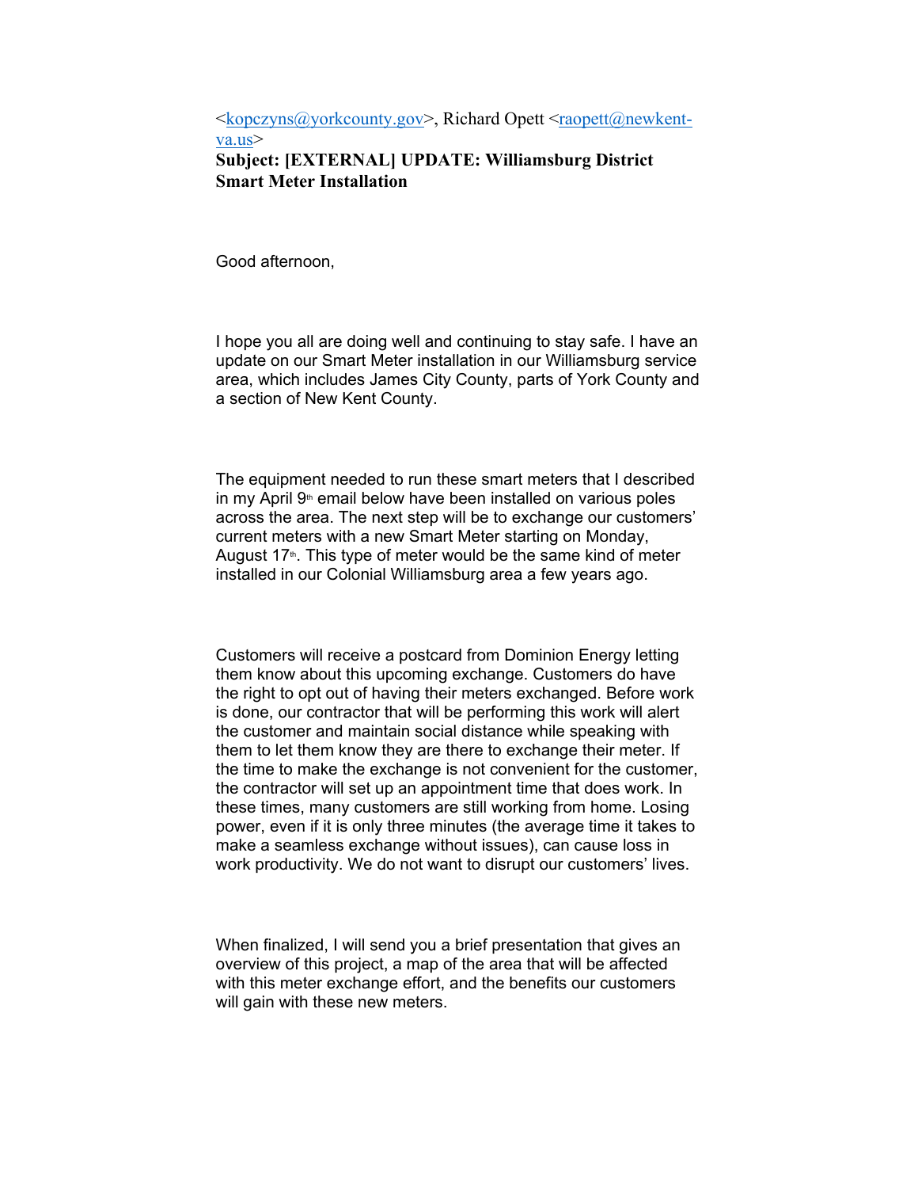<[kopczyns@yorkcounty.gov](mailto:kopczyns@yorkcounty.gov)>, Richard Opett <[raopett@newkent-va.us](mailto:raopett@newkent-va.us)>
**Subject: [EXTERNAL] UPDATE: Williamsburg District Smart Meter Installation**

Good afternoon,

I hope you all are doing well and continuing to stay safe. I have an update on our Smart Meter installation in our Williamsburg service area, which includes James City County, parts of York County and a section of New Kent County.

The equipment needed to run these smart meters that I described in my April 9th email below have been installed on various poles across the area. The next step will be to exchange our customers' current meters with a new Smart Meter starting on Monday, August 17th. This type of meter would be the same kind of meter installed in our Colonial Williamsburg area a few years ago.

Customers will receive a postcard from Dominion Energy letting them know about this upcoming exchange. Customers do have the right to opt out of having their meters exchanged. Before work is done, our contractor that will be performing this work will alert the customer and maintain social distance while speaking with them to let them know they are there to exchange their meter. If the time to make the exchange is not convenient for the customer, the contractor will set up an appointment time that does work. In these times, many customers are still working from home. Losing power, even if it is only three minutes (the average time it takes to make a seamless exchange without issues), can cause loss in work productivity. We do not want to disrupt our customers' lives.

When finalized, I will send you a brief presentation that gives an overview of this project, a map of the area that will be affected with this meter exchange effort, and the benefits our customers will gain with these new meters.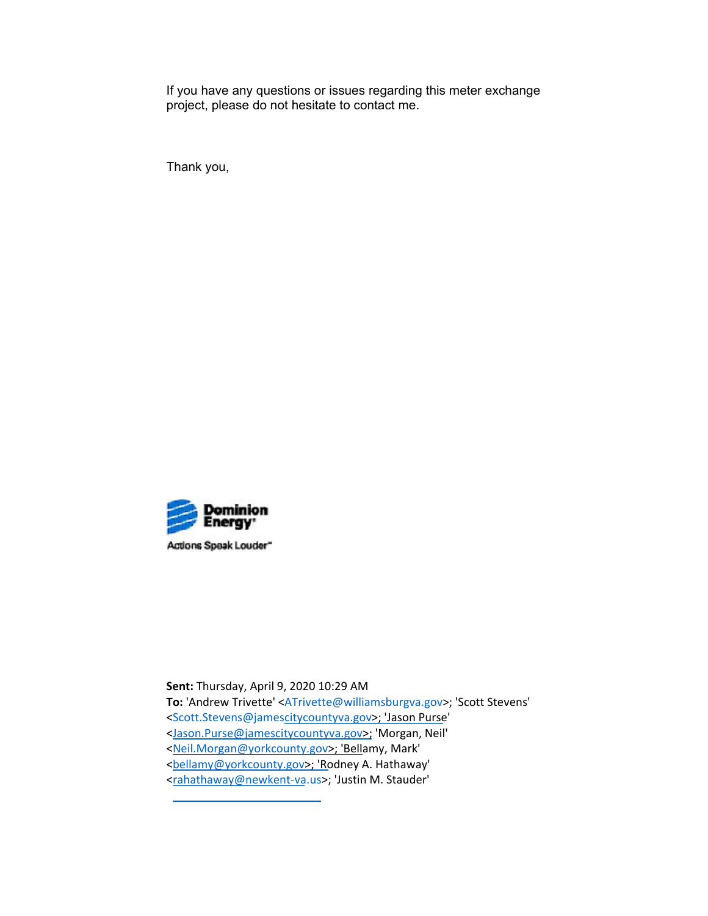If you have any questions or issues regarding this meter exchange project, please do not hesitate to contact me.

Thank you,

Dominion Energy®

Actions Speak Louder℠

**Sent:** Thursday, April 9, 2020 10:29 AM
**To:** 'Andrew Trivette' <ATrivette@williamsburgva.gov>; 'Scott Stevens' <Scott.Stevens@jamescitycountyva.gov>; 'Jason Purse' <Jason.Purse@jamescitycountyva.gov>; 'Morgan, Neil' <Neil.Morgan@yorkcounty.gov>; 'Bellamy, Mark' <bellamy@yorkcounty.gov>; 'Rodney A. Hathaway' <rahathaway@newkent-va.us>; 'Justin M. Stauder'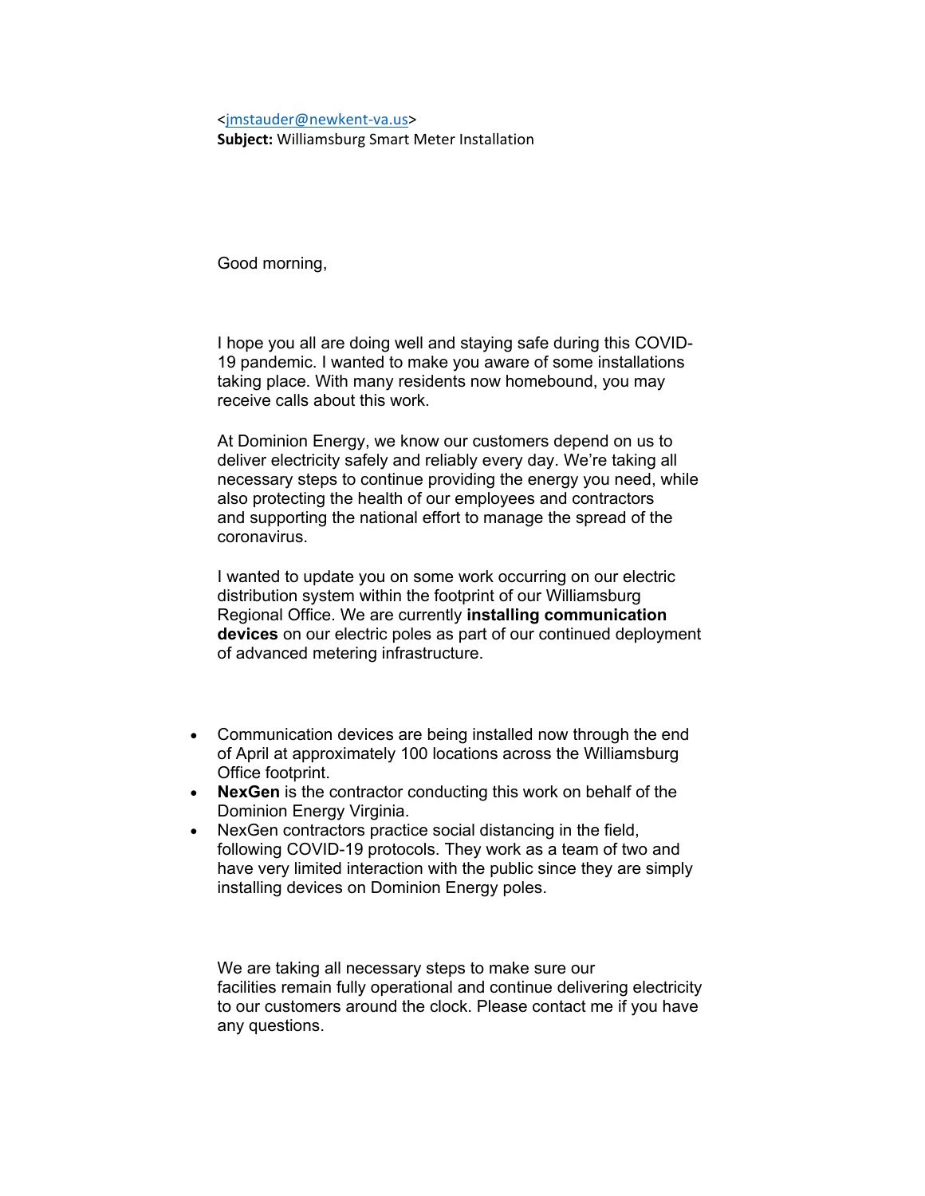<jmstauder@newkent-va.us>
**Subject:** Williamsburg Smart Meter Installation

Good morning,

I hope you all are doing well and staying safe during this COVID-19 pandemic. I wanted to make you aware of some installations taking place. With many residents now homebound, you may receive calls about this work.

At Dominion Energy, we know our customers depend on us to deliver electricity safely and reliably every day. We're taking all necessary steps to continue providing the energy you need, while also protecting the health of our employees and contractors and supporting the national effort to manage the spread of the coronavirus.

I wanted to update you on some work occurring on our electric distribution system within the footprint of our Williamsburg Regional Office. We are currently **installing communication devices** on our electric poles as part of our continued deployment of advanced metering infrastructure.

- Communication devices are being installed now through the end of April at approximately 100 locations across the Williamsburg Office footprint.
- **NexGen** is the contractor conducting this work on behalf of the Dominion Energy Virginia.
- NexGen contractors practice social distancing in the field, following COVID-19 protocols. They work as a team of two and have very limited interaction with the public since they are simply installing devices on Dominion Energy poles.

We are taking all necessary steps to make sure our facilities remain fully operational and continue delivering electricity to our customers around the clock. Please contact me if you have any questions.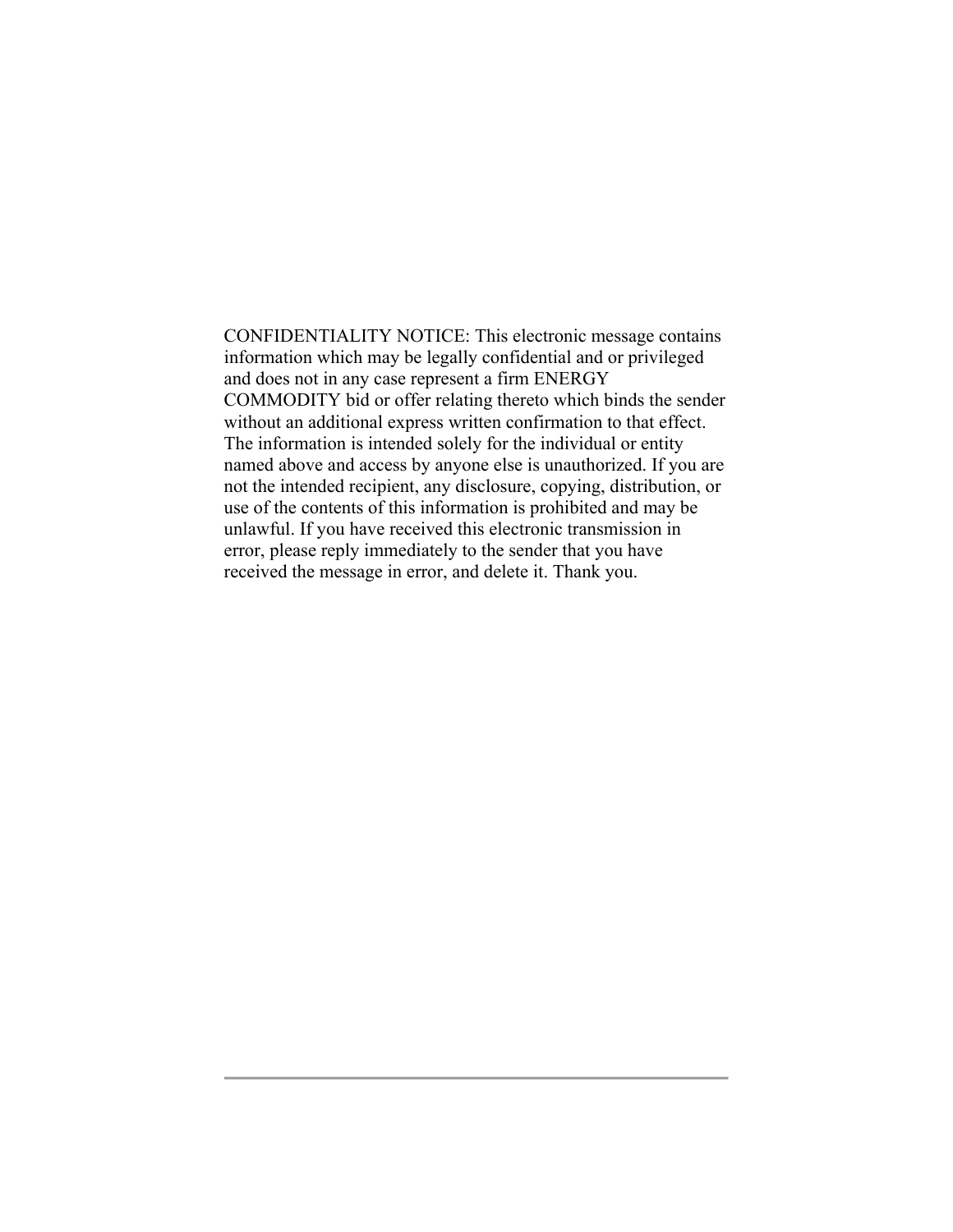CONFIDENTIALITY NOTICE: This electronic message contains information which may be legally confidential and or privileged and does not in any case represent a firm ENERGY COMMODITY bid or offer relating thereto which binds the sender without an additional express written confirmation to that effect. The information is intended solely for the individual or entity named above and access by anyone else is unauthorized. If you are not the intended recipient, any disclosure, copying, distribution, or use of the contents of this information is prohibited and may be unlawful. If you have received this electronic transmission in error, please reply immediately to the sender that you have received the message in error, and delete it. Thank you.

---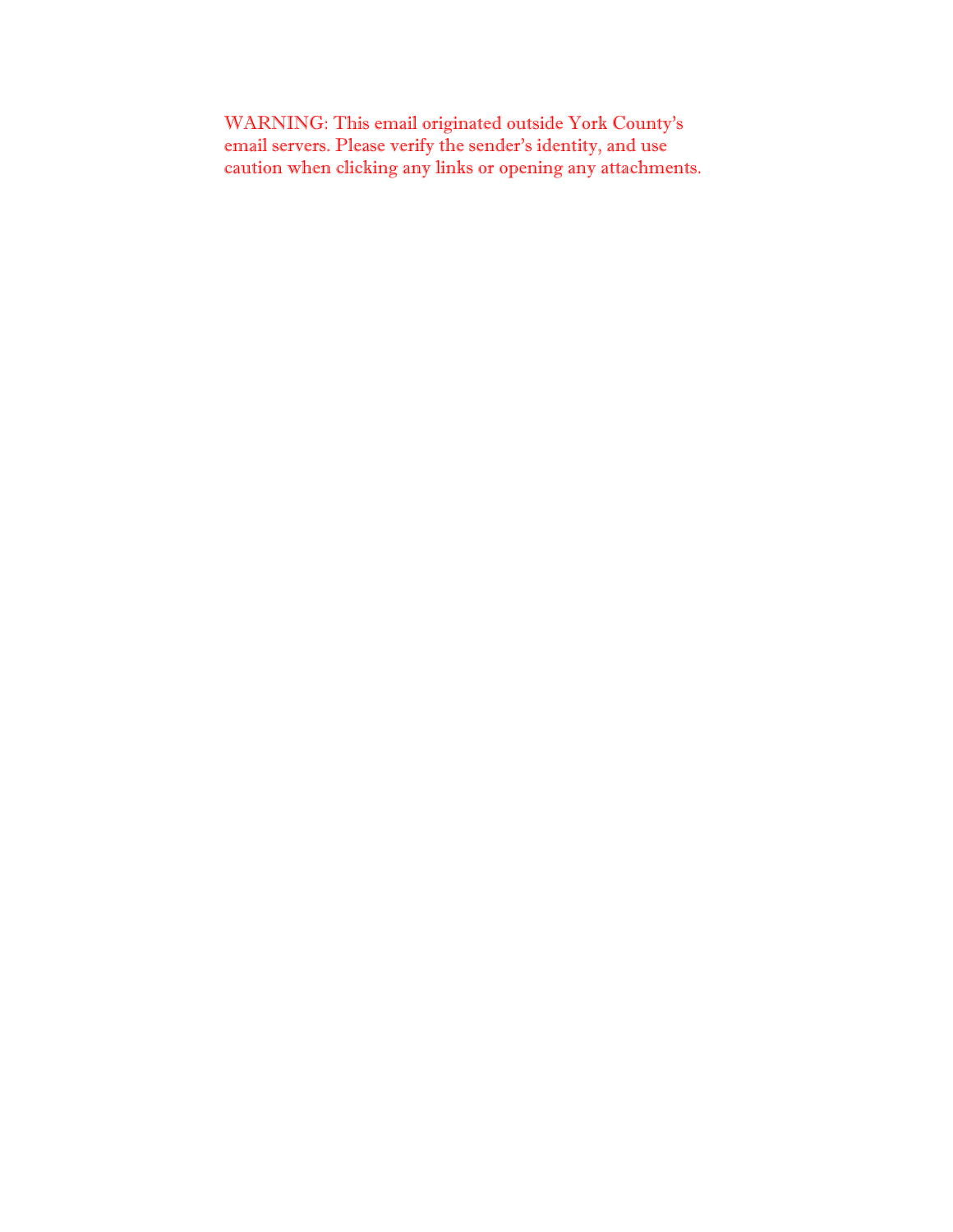WARNING: This email originated outside York County's email servers. Please verify the sender's identity, and use caution when clicking any links or opening any attachments.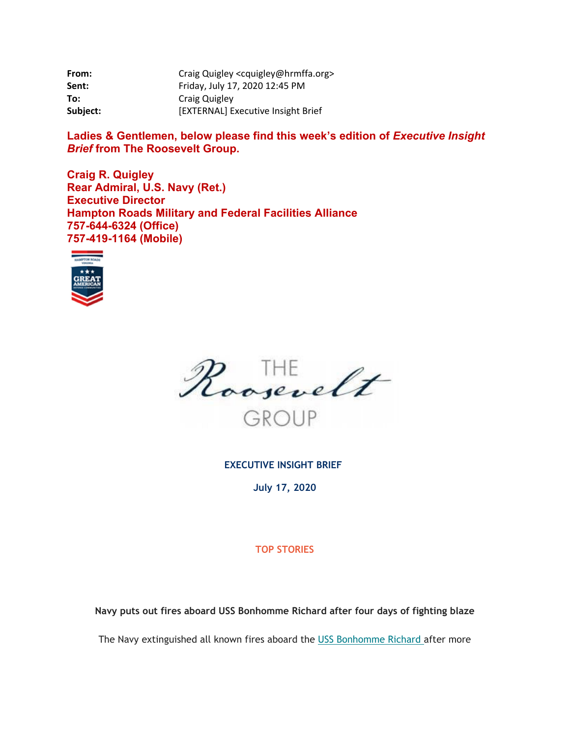| | |
|---|---|
| **From:** | Craig Quigley <cquigley@hrmffa.org> |
| **Sent:** | Friday, July 17, 2020 12:45 PM |
| **To:** | Craig Quigley |
| **Subject:** | [EXTERNAL] Executive Insight Brief |

**Ladies & Gentlemen, below please find this week's edition of *Executive Insight Brief* from The Roosevelt Group.**

**Craig R. Quigley**
**Rear Admiral, U.S. Navy (Ret.)**
**Executive Director**
**Hampton Roads Military and Federal Facilities Alliance**
**757-644-6324 (Office)**
**757-419-1164 (Mobile)**

THE Roosevelt GROUP

**EXECUTIVE INSIGHT BRIEF**

**July 17, 2020**

**TOP STORIES**

**Navy puts out fires aboard USS Bonhomme Richard after four days of fighting blaze**

The Navy extinguished all known fires aboard the USS Bonhomme Richard after more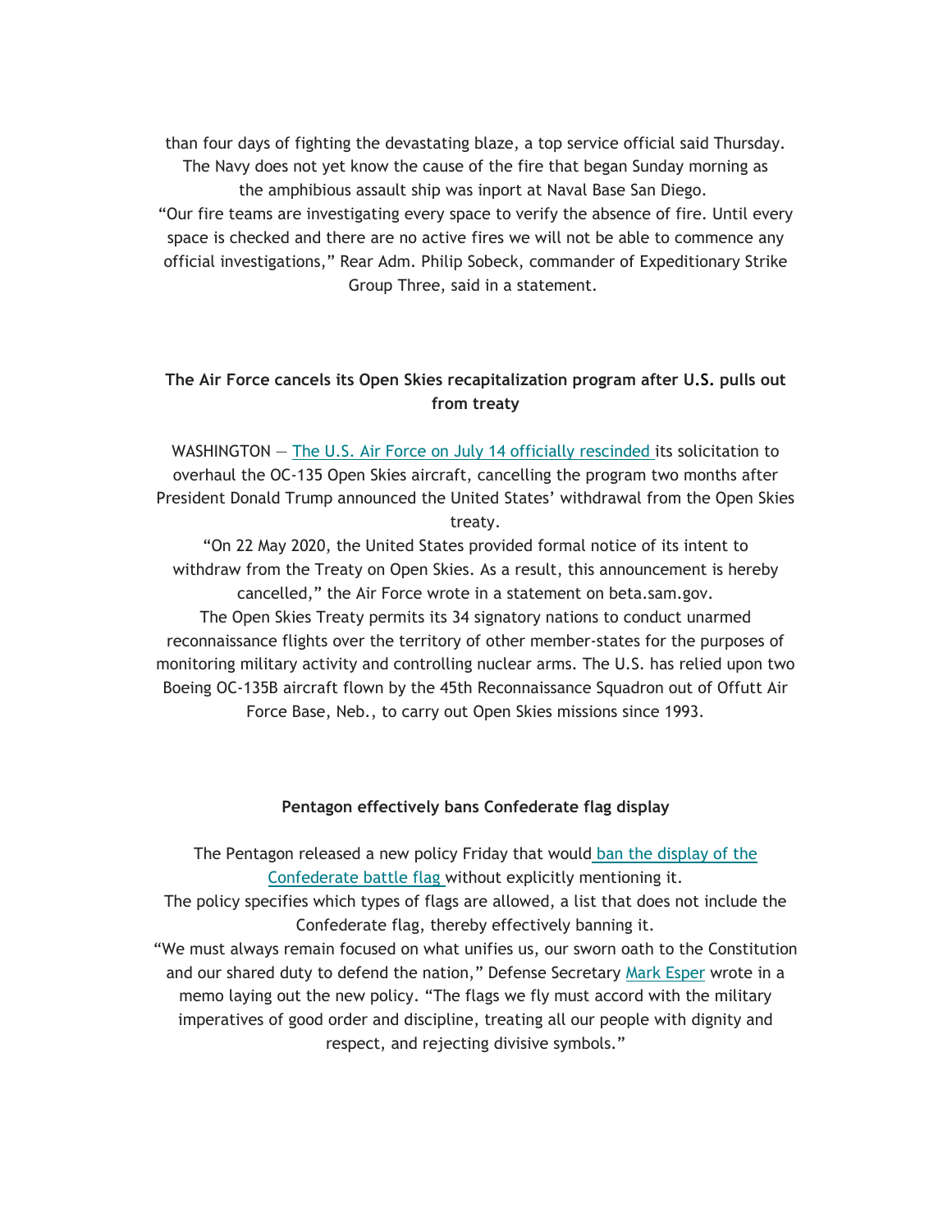than four days of fighting the devastating blaze, a top service official said Thursday. The Navy does not yet know the cause of the fire that began Sunday morning as the amphibious assault ship was inport at Naval Base San Diego.
"Our fire teams are investigating every space to verify the absence of fire. Until every space is checked and there are no active fires we will not be able to commence any official investigations," Rear Adm. Philip Sobeck, commander of Expeditionary Strike Group Three, said in a statement.

**The Air Force cancels its Open Skies recapitalization program after U.S. pulls out from treaty**

WASHINGTON — The U.S. Air Force on July 14 officially rescinded its solicitation to overhaul the OC-135 Open Skies aircraft, cancelling the program two months after President Donald Trump announced the United States' withdrawal from the Open Skies treaty.
"On 22 May 2020, the United States provided formal notice of its intent to withdraw from the Treaty on Open Skies. As a result, this announcement is hereby cancelled," the Air Force wrote in a statement on beta.sam.gov.
The Open Skies Treaty permits its 34 signatory nations to conduct unarmed reconnaissance flights over the territory of other member-states for the purposes of monitoring military activity and controlling nuclear arms. The U.S. has relied upon two Boeing OC-135B aircraft flown by the 45th Reconnaissance Squadron out of Offutt Air Force Base, Neb., to carry out Open Skies missions since 1993.

**Pentagon effectively bans Confederate flag display**

The Pentagon released a new policy Friday that would ban the display of the Confederate battle flag without explicitly mentioning it.
The policy specifies which types of flags are allowed, a list that does not include the Confederate flag, thereby effectively banning it.
"We must always remain focused on what unifies us, our sworn oath to the Constitution and our shared duty to defend the nation," Defense Secretary Mark Esper wrote in a memo laying out the new policy. "The flags we fly must accord with the military imperatives of good order and discipline, treating all our people with dignity and respect, and rejecting divisive symbols."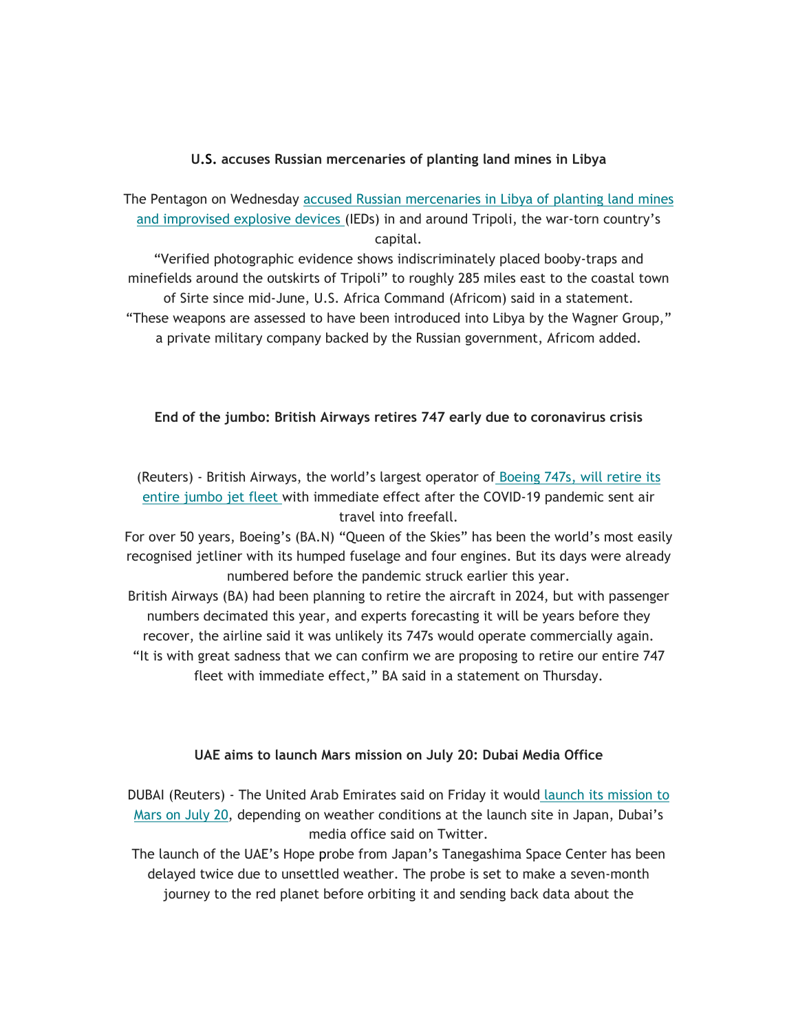**U.S. accuses Russian mercenaries of planting land mines in Libya**

The Pentagon on Wednesday accused Russian mercenaries in Libya of planting land mines and improvised explosive devices (IEDs) in and around Tripoli, the war-torn country's capital.

"Verified photographic evidence shows indiscriminately placed booby-traps and minefields around the outskirts of Tripoli" to roughly 285 miles east to the coastal town of Sirte since mid-June, U.S. Africa Command (Africom) said in a statement.

"These weapons are assessed to have been introduced into Libya by the Wagner Group," a private military company backed by the Russian government, Africom added.

**End of the jumbo: British Airways retires 747 early due to coronavirus crisis**

(Reuters) - British Airways, the world's largest operator of Boeing 747s, will retire its entire jumbo jet fleet with immediate effect after the COVID-19 pandemic sent air travel into freefall.

For over 50 years, Boeing's (BA.N) "Queen of the Skies" has been the world's most easily recognised jetliner with its humped fuselage and four engines. But its days were already numbered before the pandemic struck earlier this year.

British Airways (BA) had been planning to retire the aircraft in 2024, but with passenger numbers decimated this year, and experts forecasting it will be years before they recover, the airline said it was unlikely its 747s would operate commercially again.

"It is with great sadness that we can confirm we are proposing to retire our entire 747 fleet with immediate effect," BA said in a statement on Thursday.

**UAE aims to launch Mars mission on July 20: Dubai Media Office**

DUBAI (Reuters) - The United Arab Emirates said on Friday it would launch its mission to Mars on July 20, depending on weather conditions at the launch site in Japan, Dubai's media office said on Twitter.

The launch of the UAE's Hope probe from Japan's Tanegashima Space Center has been delayed twice due to unsettled weather. The probe is set to make a seven-month journey to the red planet before orbiting it and sending back data about the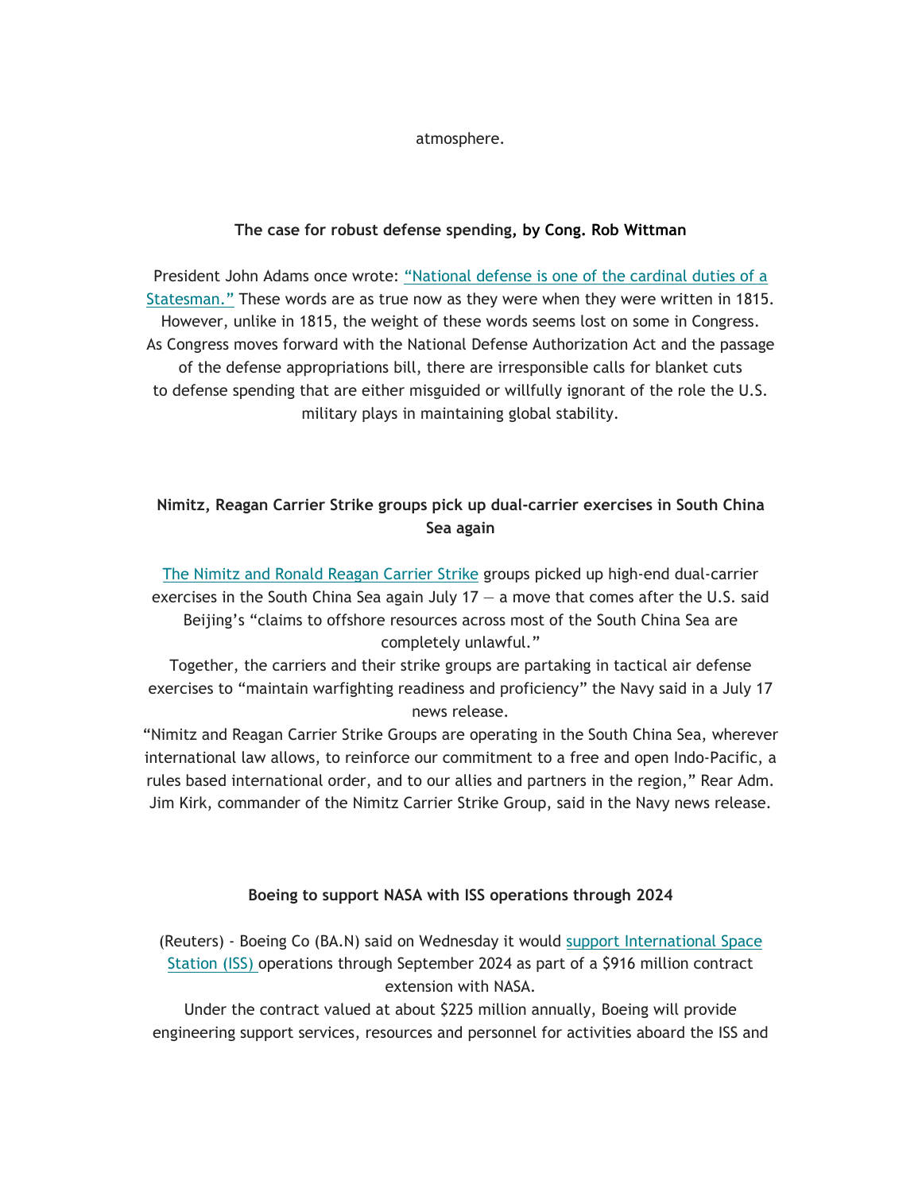atmosphere.

**The case for robust defense spending, by Cong. Rob Wittman**

President John Adams once wrote: [“National defense is one of the cardinal duties of a Statesman.”](#) These words are as true now as they were when they were written in 1815. However, unlike in 1815, the weight of these words seems lost on some in Congress. As Congress moves forward with the National Defense Authorization Act and the passage of the defense appropriations bill, there are irresponsible calls for blanket cuts to defense spending that are either misguided or willfully ignorant of the role the U.S. military plays in maintaining global stability.

**Nimitz, Reagan Carrier Strike groups pick up dual-carrier exercises in South China Sea again**

[The Nimitz and Ronald Reagan Carrier Strike](#) groups picked up high-end dual-carrier exercises in the South China Sea again July 17 — a move that comes after the U.S. said Beijing’s “claims to offshore resources across most of the South China Sea are completely unlawful.”

Together, the carriers and their strike groups are partaking in tactical air defense exercises to “maintain warfighting readiness and proficiency” the Navy said in a July 17 news release.

“Nimitz and Reagan Carrier Strike Groups are operating in the South China Sea, wherever international law allows, to reinforce our commitment to a free and open Indo-Pacific, a rules based international order, and to our allies and partners in the region,” Rear Adm. Jim Kirk, commander of the Nimitz Carrier Strike Group, said in the Navy news release.

**Boeing to support NASA with ISS operations through 2024**

(Reuters) - Boeing Co (BA.N) said on Wednesday it would [support International Space Station (ISS)](#) operations through September 2024 as part of a $916 million contract extension with NASA.

Under the contract valued at about $225 million annually, Boeing will provide engineering support services, resources and personnel for activities aboard the ISS and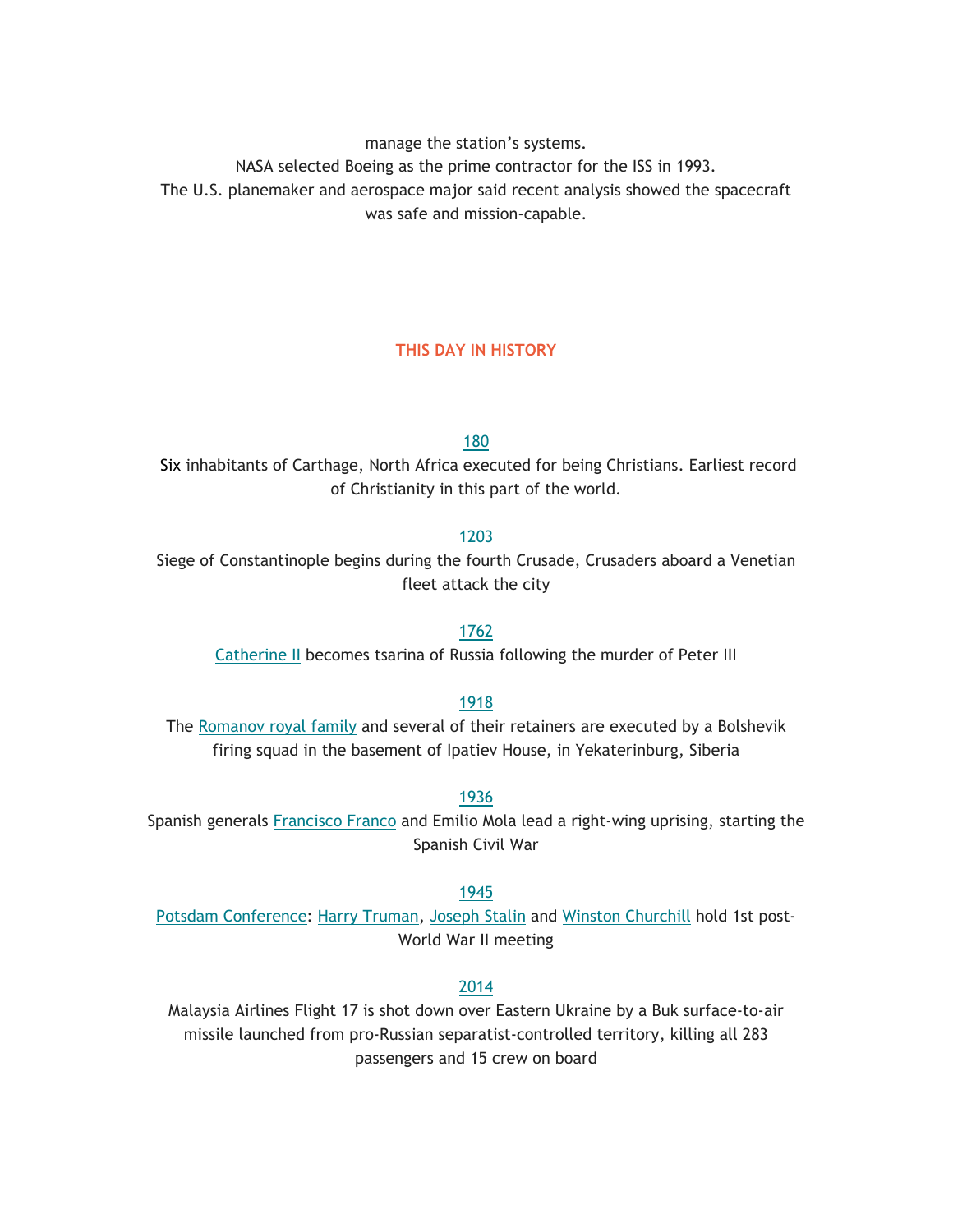manage the station's systems.

NASA selected Boeing as the prime contractor for the ISS in 1993.

The U.S. planemaker and aerospace major said recent analysis showed the spacecraft was safe and mission-capable.

## THIS DAY IN HISTORY

**180**

Six inhabitants of Carthage, North Africa executed for being Christians. Earliest record of Christianity in this part of the world.

**1203**

Siege of Constantinople begins during the fourth Crusade, Crusaders aboard a Venetian fleet attack the city

**1762**

Catherine II becomes tsarina of Russia following the murder of Peter III

**1918**

The Romanov royal family and several of their retainers are executed by a Bolshevik firing squad in the basement of Ipatiev House, in Yekaterinburg, Siberia

**1936**

Spanish generals Francisco Franco and Emilio Mola lead a right-wing uprising, starting the Spanish Civil War

**1945**

Potsdam Conference: Harry Truman, Joseph Stalin and Winston Churchill hold 1st post-World War II meeting

**2014**

Malaysia Airlines Flight 17 is shot down over Eastern Ukraine by a Buk surface-to-air missile launched from pro-Russian separatist-controlled territory, killing all 283 passengers and 15 crew on board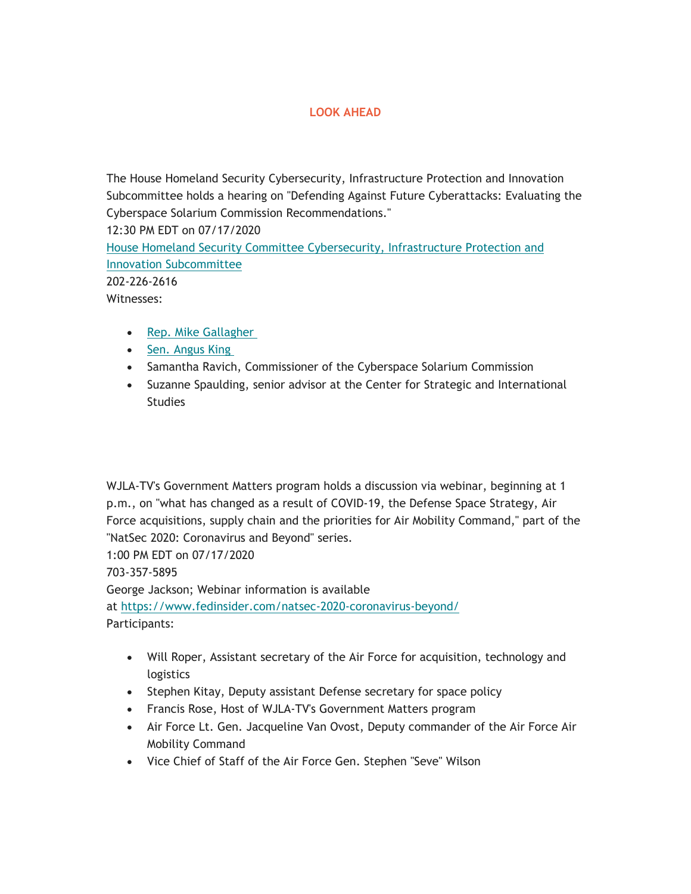## LOOK AHEAD

The House Homeland Security Cybersecurity, Infrastructure Protection and Innovation Subcommittee holds a hearing on "Defending Against Future Cyberattacks: Evaluating the Cyberspace Solarium Commission Recommendations."
12:30 PM EDT on 07/17/2020
House Homeland Security Committee Cybersecurity, Infrastructure Protection and Innovation Subcommittee
202-226-2616
Witnesses:

- Rep. Mike Gallagher
- Sen. Angus King
- Samantha Ravich, Commissioner of the Cyberspace Solarium Commission
- Suzanne Spaulding, senior advisor at the Center for Strategic and International Studies

WJLA-TV's Government Matters program holds a discussion via webinar, beginning at 1 p.m., on "what has changed as a result of COVID-19, the Defense Space Strategy, Air Force acquisitions, supply chain and the priorities for Air Mobility Command," part of the "NatSec 2020: Coronavirus and Beyond" series.
1:00 PM EDT on 07/17/2020
703-357-5895
George Jackson; Webinar information is available at https://www.fedinsider.com/natsec-2020-coronavirus-beyond/
Participants:

- Will Roper, Assistant secretary of the Air Force for acquisition, technology and logistics
- Stephen Kitay, Deputy assistant Defense secretary for space policy
- Francis Rose, Host of WJLA-TV's Government Matters program
- Air Force Lt. Gen. Jacqueline Van Ovost, Deputy commander of the Air Force Air Mobility Command
- Vice Chief of Staff of the Air Force Gen. Stephen "Seve" Wilson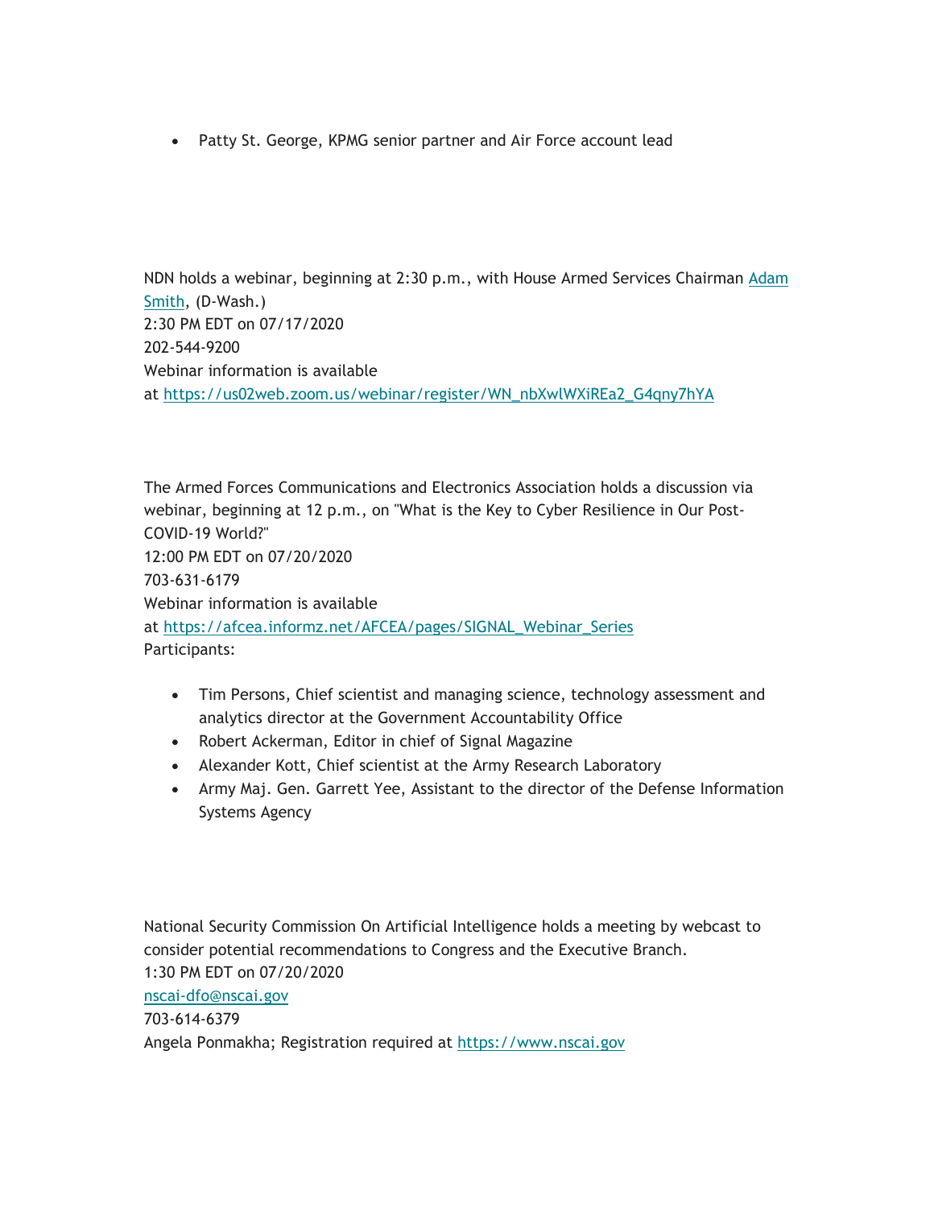- Patty St. George, KPMG senior partner and Air Force account lead

NDN holds a webinar, beginning at 2:30 p.m., with House Armed Services Chairman [Adam Smith](), (D-Wash.)
2:30 PM EDT on 07/17/2020
202-544-9200
Webinar information is available at https://us02web.zoom.us/webinar/register/WN_nbXwlWXiREa2_G4qny7hYA

The Armed Forces Communications and Electronics Association holds a discussion via webinar, beginning at 12 p.m., on "What is the Key to Cyber Resilience in Our Post-COVID-19 World?"
12:00 PM EDT on 07/20/2020
703-631-6179
Webinar information is available at https://afcea.informz.net/AFCEA/pages/SIGNAL_Webinar_Series
Participants:

- Tim Persons, Chief scientist and managing science, technology assessment and analytics director at the Government Accountability Office
- Robert Ackerman, Editor in chief of Signal Magazine
- Alexander Kott, Chief scientist at the Army Research Laboratory
- Army Maj. Gen. Garrett Yee, Assistant to the director of the Defense Information Systems Agency

National Security Commission On Artificial Intelligence holds a meeting by webcast to consider potential recommendations to Congress and the Executive Branch.
1:30 PM EDT on 07/20/2020
nscai-dfo@nscai.gov
703-614-6379
Angela Ponmakha; Registration required at https://www.nscai.gov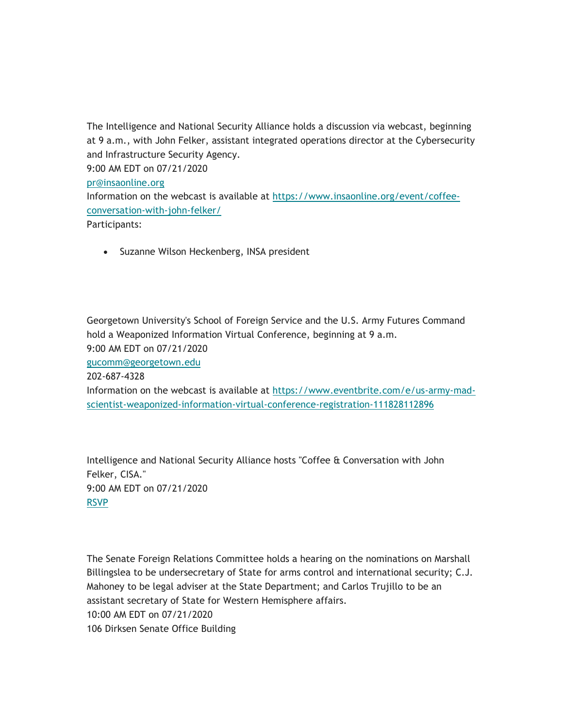The Intelligence and National Security Alliance holds a discussion via webcast, beginning at 9 a.m., with John Felker, assistant integrated operations director at the Cybersecurity and Infrastructure Security Agency.
9:00 AM EDT on 07/21/2020
pr@insaonline.org
Information on the webcast is available at https://www.insaonline.org/event/coffee-conversation-with-john-felker/
Participants:

- Suzanne Wilson Heckenberg, INSA president

Georgetown University's School of Foreign Service and the U.S. Army Futures Command hold a Weaponized Information Virtual Conference, beginning at 9 a.m.
9:00 AM EDT on 07/21/2020
gucomm@georgetown.edu
202-687-4328
Information on the webcast is available at https://www.eventbrite.com/e/us-army-mad-scientist-weaponized-information-virtual-conference-registration-111828112896

Intelligence and National Security Alliance hosts "Coffee & Conversation with John Felker, CISA."
9:00 AM EDT on 07/21/2020
RSVP

The Senate Foreign Relations Committee holds a hearing on the nominations on Marshall Billingslea to be undersecretary of State for arms control and international security; C.J. Mahoney to be legal adviser at the State Department; and Carlos Trujillo to be an assistant secretary of State for Western Hemisphere affairs.
10:00 AM EDT on 07/21/2020
106 Dirksen Senate Office Building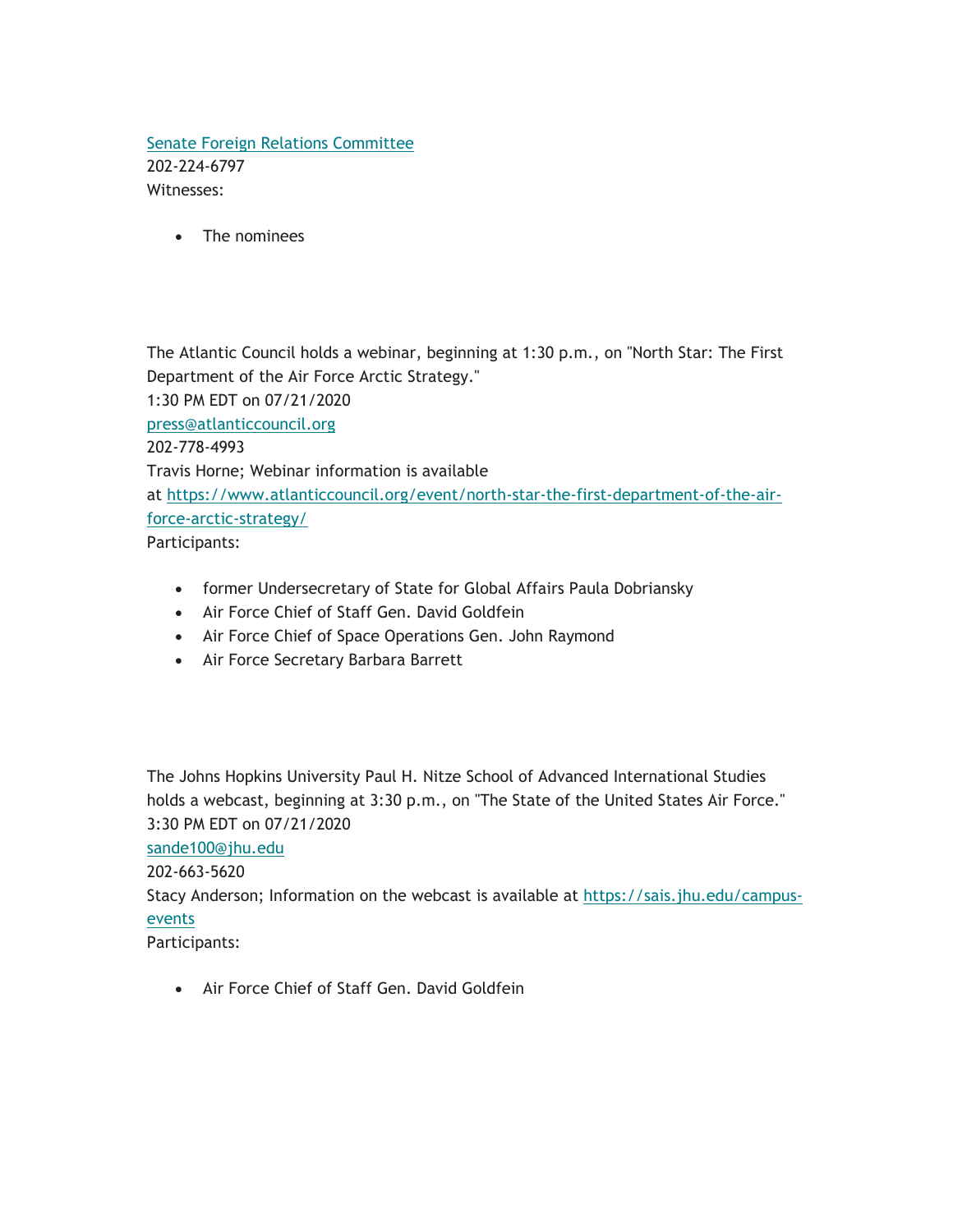[Senate Foreign Relations Committee](Senate Foreign Relations Committee)
202-224-6797
Witnesses:

- The nominees

The Atlantic Council holds a webinar, beginning at 1:30 p.m., on "North Star: The First Department of the Air Force Arctic Strategy."
1:30 PM EDT on 07/21/2020
[press@atlanticcouncil.org](mailto:press@atlanticcouncil.org)
202-778-4993
Travis Horne; Webinar information is available at [https://www.atlanticcouncil.org/event/north-star-the-first-department-of-the-air-force-arctic-strategy/](https://www.atlanticcouncil.org/event/north-star-the-first-department-of-the-air-force-arctic-strategy/)
Participants:

- former Undersecretary of State for Global Affairs Paula Dobriansky
- Air Force Chief of Staff Gen. David Goldfein
- Air Force Chief of Space Operations Gen. John Raymond
- Air Force Secretary Barbara Barrett

The Johns Hopkins University Paul H. Nitze School of Advanced International Studies holds a webcast, beginning at 3:30 p.m., on "The State of the United States Air Force."
3:30 PM EDT on 07/21/2020
[sande100@jhu.edu](mailto:sande100@jhu.edu)
202-663-5620
Stacy Anderson; Information on the webcast is available at [https://sais.jhu.edu/campus-events](https://sais.jhu.edu/campus-events)
Participants:

- Air Force Chief of Staff Gen. David Goldfein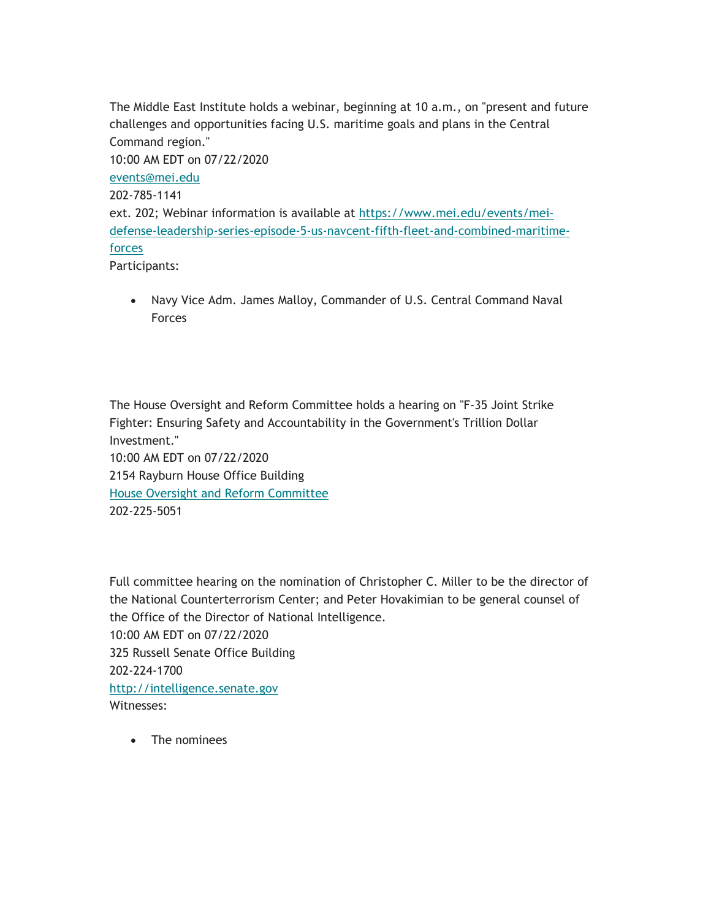The Middle East Institute holds a webinar, beginning at 10 a.m., on "present and future challenges and opportunities facing U.S. maritime goals and plans in the Central Command region."
10:00 AM EDT on 07/22/2020
events@mei.edu
202-785-1141
ext. 202; Webinar information is available at https://www.mei.edu/events/mei-defense-leadership-series-episode-5-us-navcent-fifth-fleet-and-combined-maritime-forces
Participants:

- Navy Vice Adm. James Malloy, Commander of U.S. Central Command Naval Forces

The House Oversight and Reform Committee holds a hearing on "F-35 Joint Strike Fighter: Ensuring Safety and Accountability in the Government's Trillion Dollar Investment."
10:00 AM EDT on 07/22/2020
2154 Rayburn House Office Building
House Oversight and Reform Committee
202-225-5051

Full committee hearing on the nomination of Christopher C. Miller to be the director of the National Counterterrorism Center; and Peter Hovakimian to be general counsel of the Office of the Director of National Intelligence.
10:00 AM EDT on 07/22/2020
325 Russell Senate Office Building
202-224-1700
http://intelligence.senate.gov
Witnesses:

- The nominees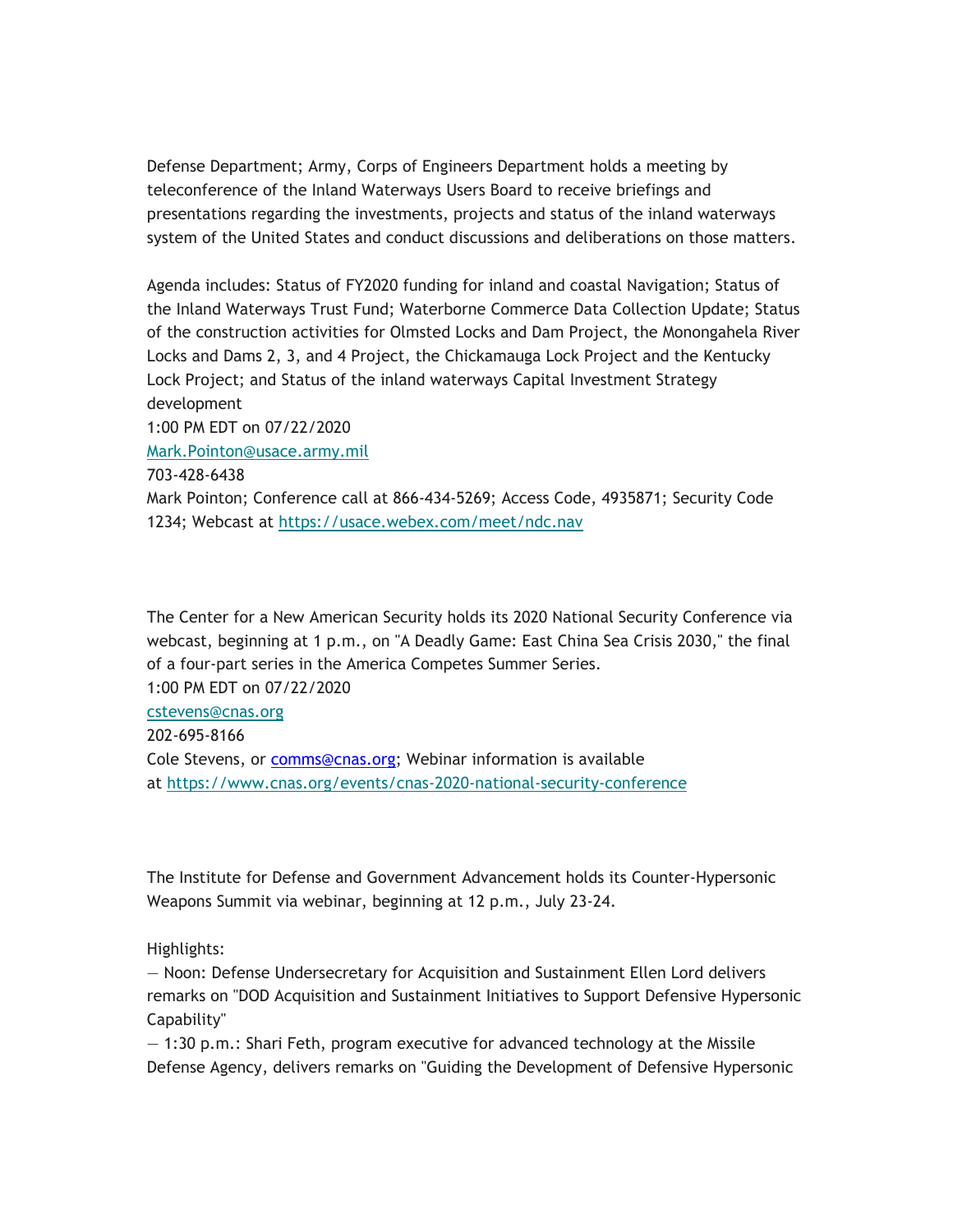Defense Department; Army, Corps of Engineers Department holds a meeting by teleconference of the Inland Waterways Users Board to receive briefings and presentations regarding the investments, projects and status of the inland waterways system of the United States and conduct discussions and deliberations on those matters.

Agenda includes: Status of FY2020 funding for inland and coastal Navigation; Status of the Inland Waterways Trust Fund; Waterborne Commerce Data Collection Update; Status of the construction activities for Olmsted Locks and Dam Project, the Monongahela River Locks and Dams 2, 3, and 4 Project, the Chickamauga Lock Project and the Kentucky Lock Project; and Status of the inland waterways Capital Investment Strategy development
1:00 PM EDT on 07/22/2020
Mark.Pointon@usace.army.mil
703-428-6438
Mark Pointon; Conference call at 866-434-5269; Access Code, 4935871; Security Code 1234; Webcast at https://usace.webex.com/meet/ndc.nav

The Center for a New American Security holds its 2020 National Security Conference via webcast, beginning at 1 p.m., on "A Deadly Game: East China Sea Crisis 2030," the final of a four-part series in the America Competes Summer Series.
1:00 PM EDT on 07/22/2020
cstevens@cnas.org
202-695-8166
Cole Stevens, or comms@cnas.org; Webinar information is available at https://www.cnas.org/events/cnas-2020-national-security-conference

The Institute for Defense and Government Advancement holds its Counter-Hypersonic Weapons Summit via webinar, beginning at 12 p.m., July 23-24.

Highlights:
— Noon: Defense Undersecretary for Acquisition and Sustainment Ellen Lord delivers remarks on "DOD Acquisition and Sustainment Initiatives to Support Defensive Hypersonic Capability"
— 1:30 p.m.: Shari Feth, program executive for advanced technology at the Missile Defense Agency, delivers remarks on "Guiding the Development of Defensive Hypersonic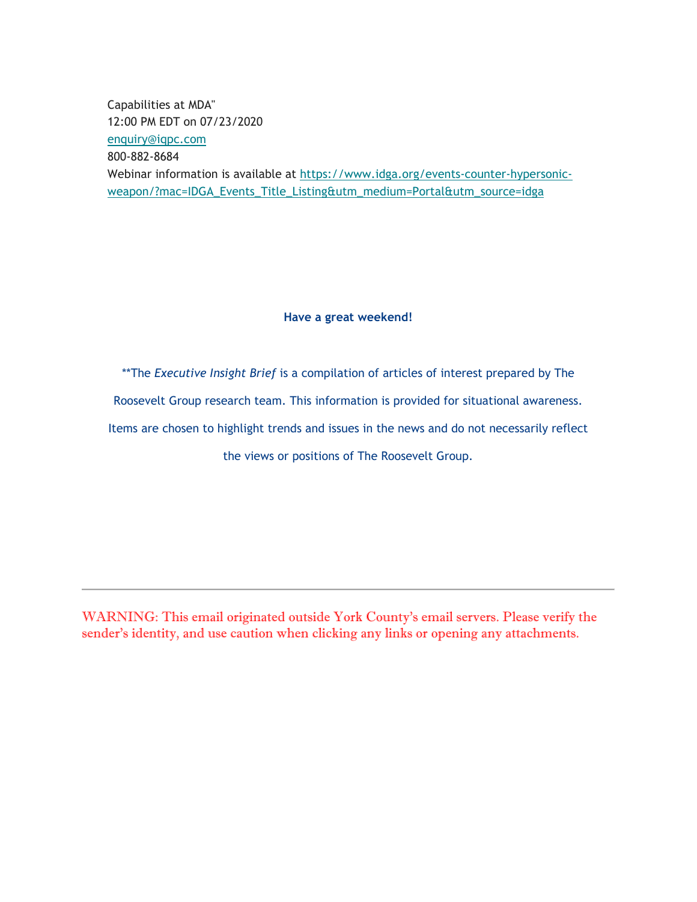Capabilities at MDA"
12:00 PM EDT on 07/23/2020
[enquiry@iqpc.com](mailto:enquiry@iqpc.com)
800-882-8684
Webinar information is available at [https://www.idga.org/events-counter-hypersonic-weapon/?mac=IDGA_Events_Title_Listing&utm_medium=Portal&utm_source=idga](https://www.idga.org/events-counter-hypersonic-weapon/?mac=IDGA_Events_Title_Listing&utm_medium=Portal&utm_source=idga)

**Have a great weekend!**

**The *Executive Insight Brief* is a compilation of articles of interest prepared by The Roosevelt Group research team. This information is provided for situational awareness. Items are chosen to highlight trends and issues in the news and do not necessarily reflect the views or positions of The Roosevelt Group.

---

WARNING: This email originated outside York County's email servers. Please verify the sender's identity, and use caution when clicking any links or opening any attachments.